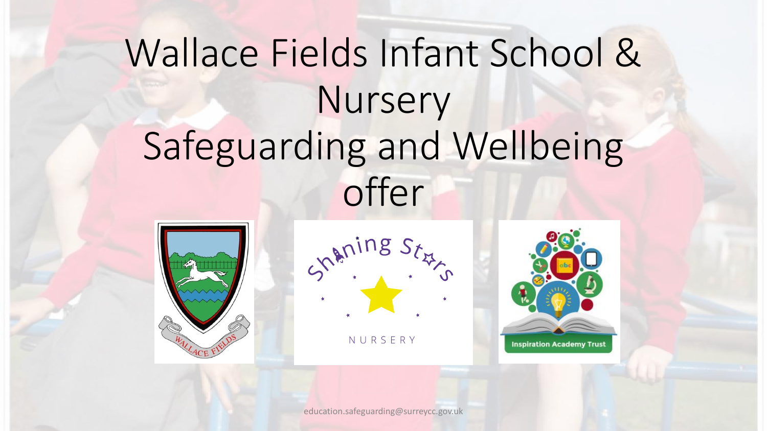# Wallace Fields Infant School & Nursery Safeguarding and Wellbeing offer

education.safeguarding@surreycc.gov.uk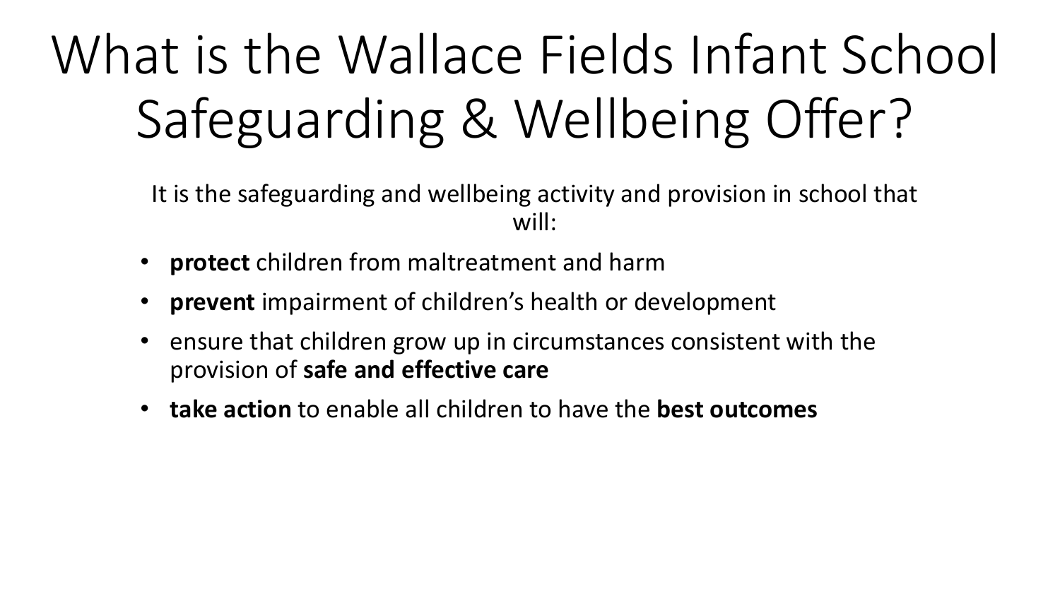# What is the Wallace Fields Infant School Safeguarding & Wellbeing Offer?

It is the safeguarding and wellbeing activity and provision in school that will:

- **protect** children from maltreatment and harm
- **prevent** impairment of children's health or development
- ensure that children grow up in circumstances consistent with the provision of **safe and effective care**
- **take action** to enable all children to have the **best outcomes**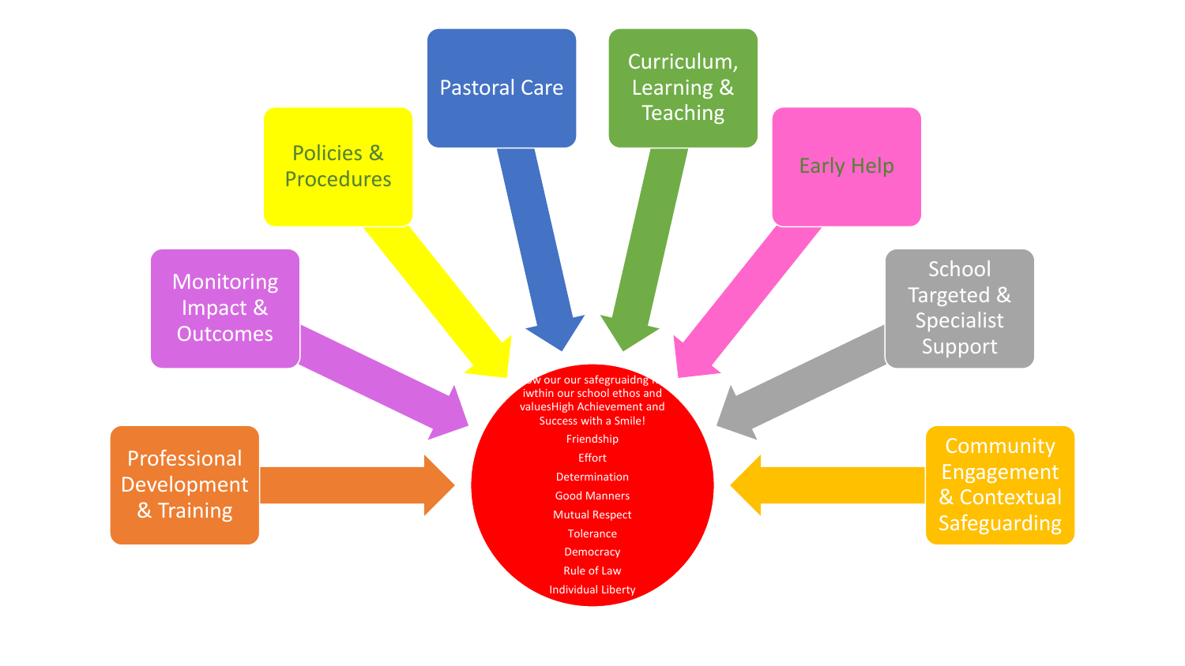Policies & Procedures

Pastoral Care

Curriculum, Learning & Teaching

Early Help

Monitoring Impact & Outcomes

School Targeted & Specialist Support

Professional Development & Training

Community Engagement & Contextual Safeguarding

ow our our safegruaidng i iwthin our school ethos and valuesHigh Achievement and Success with a Smile!

Friendship

Effort

Determination

Good Manners

Mutual Respect

Tolerance

Democracy

Rule of Law

Individual Liberty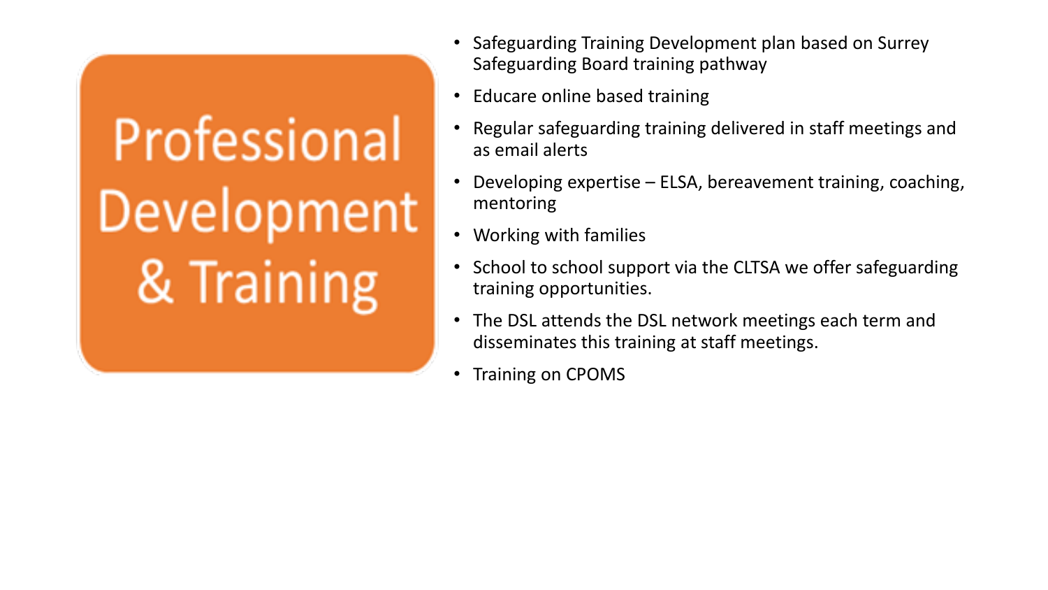# Professional Development & Training

- Safeguarding Training Development plan based on Surrey Safeguarding Board training pathway
- Educare online based training
- Regular safeguarding training delivered in staff meetings and as email alerts
- Developing expertise – ELSA, bereavement training, coaching, mentoring
- Working with families
- School to school support via the CLTSA we offer safeguarding training opportunities.
- The DSL attends the DSL network meetings each term and disseminates this training at staff meetings.
- Training on CPOMS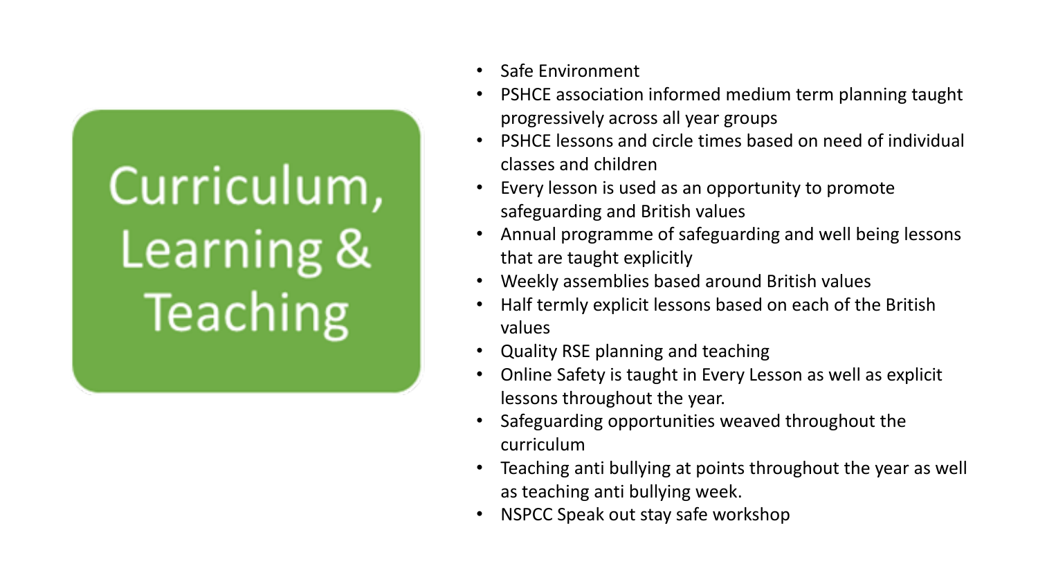# Curriculum, Learning & Teaching

- Safe Environment
- PSHCE association informed medium term planning taught progressively across all year groups
- PSHCE lessons and circle times based on need of individual classes and children
- Every lesson is used as an opportunity to promote safeguarding and British values
- Annual programme of safeguarding and well being lessons that are taught explicitly
- Weekly assemblies based around British values
- Half termly explicit lessons based on each of the British values
- Quality RSE planning and teaching
- Online Safety is taught in Every Lesson as well as explicit lessons throughout the year.
- Safeguarding opportunities weaved throughout the curriculum
- Teaching anti bullying at points throughout the year as well as teaching anti bullying week.
- NSPCC Speak out stay safe workshop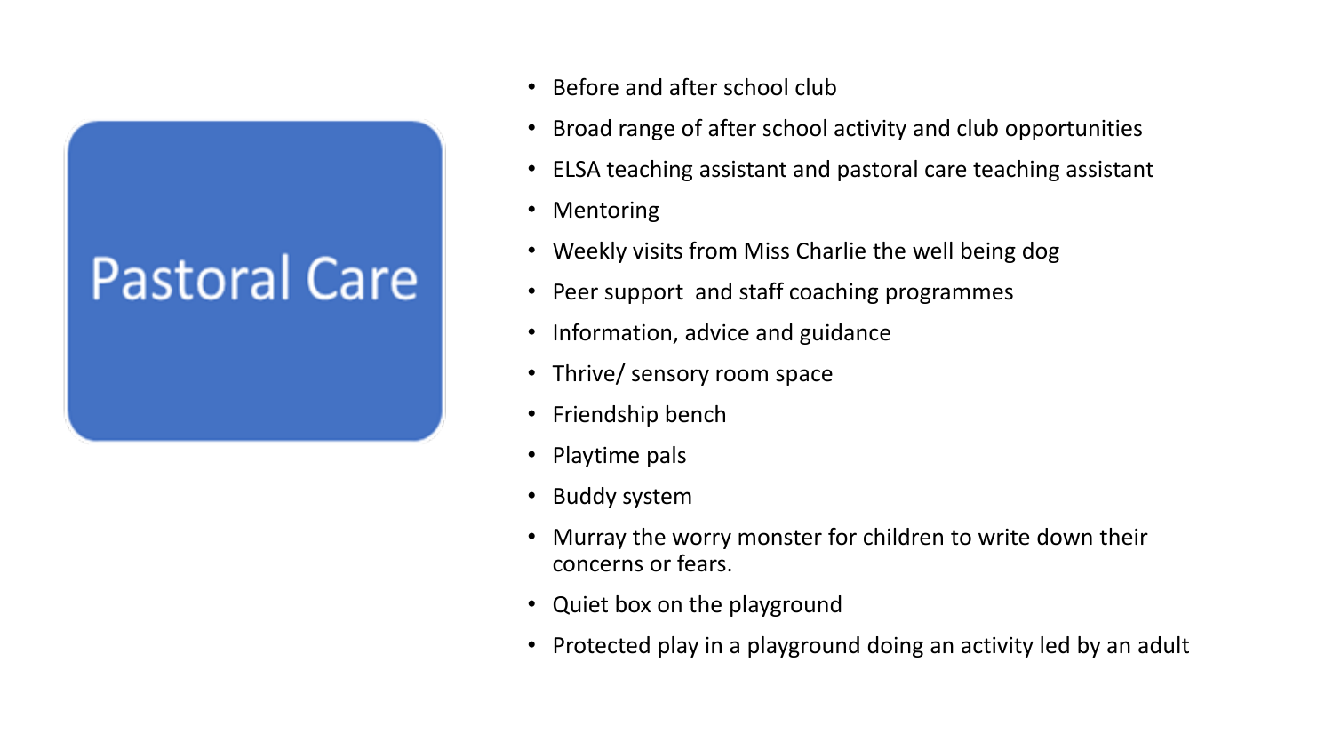# Pastoral Care

- Before and after school club
- Broad range of after school activity and club opportunities
- ELSA teaching assistant and pastoral care teaching assistant
- Mentoring
- Weekly visits from Miss Charlie the well being dog
- Peer support  and staff coaching programmes
- Information, advice and guidance
- Thrive/ sensory room space
- Friendship bench
- Playtime pals
- Buddy system
- Murray the worry monster for children to write down their concerns or fears.
- Quiet box on the playground
- Protected play in a playground doing an activity led by an adult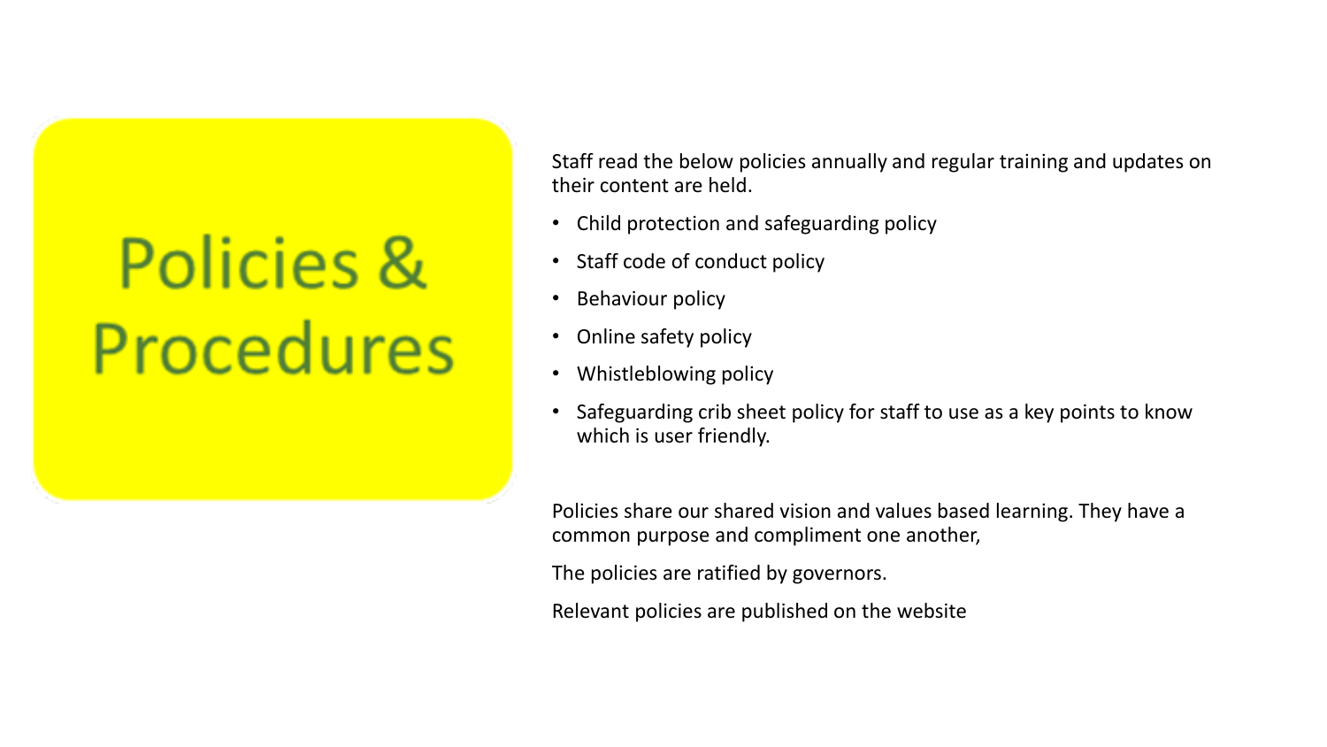# Policies & Procedures

Staff read the below policies annually and regular training and updates on their content are held.

- Child protection and safeguarding policy
- Staff code of conduct policy
- Behaviour policy
- Online safety policy
- Whistleblowing policy
- Safeguarding crib sheet policy for staff to use as a key points to know which is user friendly.

Policies share our shared vision and values based learning. They have a common purpose and compliment one another,

The policies are ratified by governors.

Relevant policies are published on the website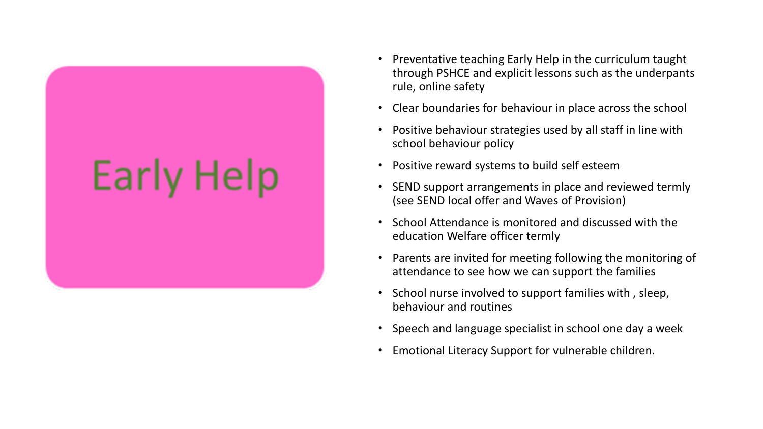# Early Help

- Preventative teaching Early Help in the curriculum taught through PSHCE and explicit lessons such as the underpants rule, online safety
- Clear boundaries for behaviour in place across the school
- Positive behaviour strategies used by all staff in line with school behaviour policy
- Positive reward systems to build self esteem
- SEND support arrangements in place and reviewed termly (see SEND local offer and Waves of Provision)
- School Attendance is monitored and discussed with the education Welfare officer termly
- Parents are invited for meeting following the monitoring of attendance to see how we can support the families
- School nurse involved to support families with , sleep, behaviour and routines
- Speech and language specialist in school one day a week
- Emotional Literacy Support for vulnerable children.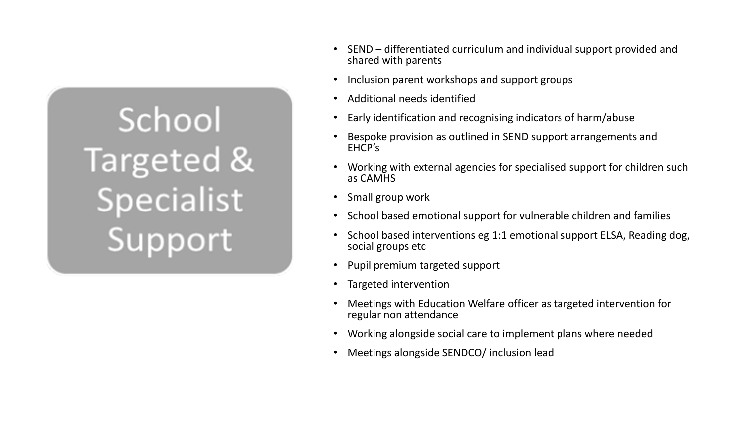# School Targeted & Specialist Support

- SEND – differentiated curriculum and individual support provided and shared with parents
- Inclusion parent workshops and support groups
- Additional needs identified
- Early identification and recognising indicators of harm/abuse
- Bespoke provision as outlined in SEND support arrangements and EHCP's
- Working with external agencies for specialised support for children such as CAMHS
- Small group work
- School based emotional support for vulnerable children and families
- School based interventions eg 1:1 emotional support ELSA, Reading dog, social groups etc
- Pupil premium targeted support
- Targeted intervention
- Meetings with Education Welfare officer as targeted intervention for regular non attendance
- Working alongside social care to implement plans where needed
- Meetings alongside SENDCO/ inclusion lead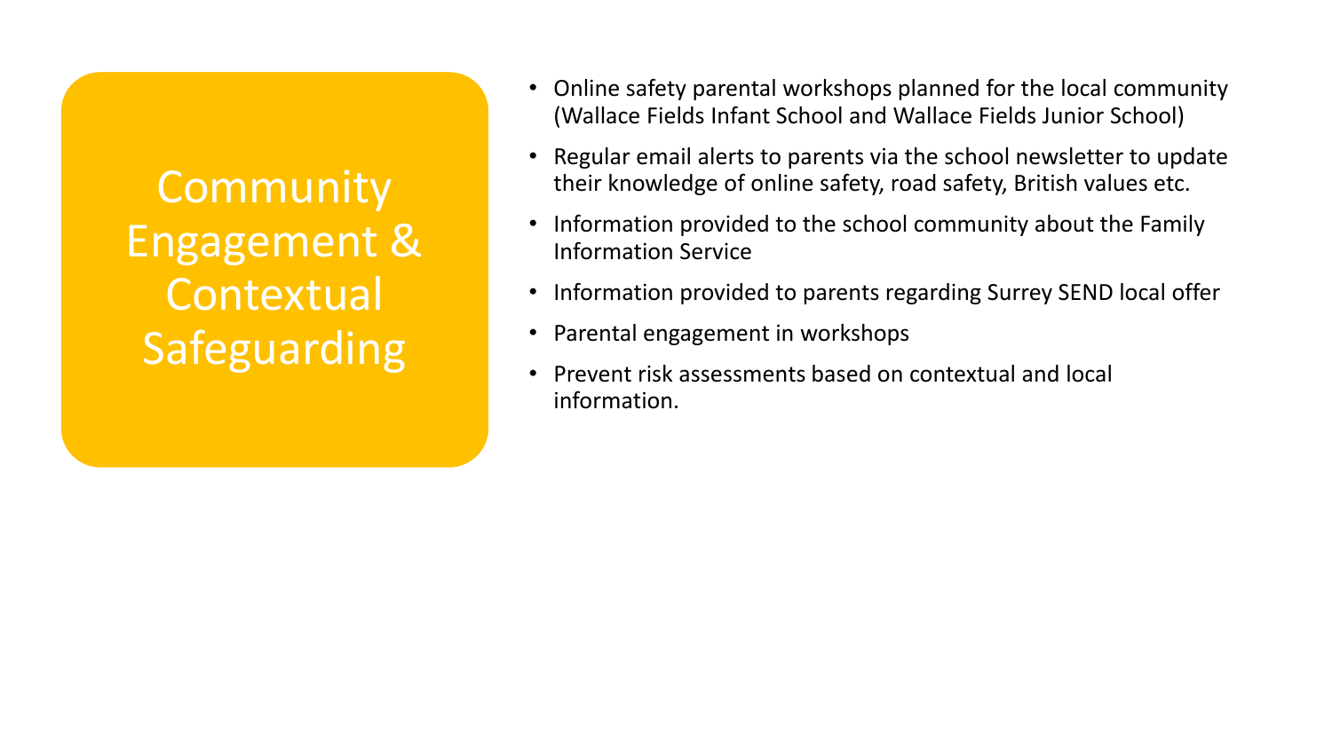## Community Engagement & Contextual Safeguarding

- Online safety parental workshops planned for the local community (Wallace Fields Infant School and Wallace Fields Junior School)
- Regular email alerts to parents via the school newsletter to update their knowledge of online safety, road safety, British values etc.
- Information provided to the school community about the Family Information Service
- Information provided to parents regarding Surrey SEND local offer
- Parental engagement in workshops
- Prevent risk assessments based on contextual and local information.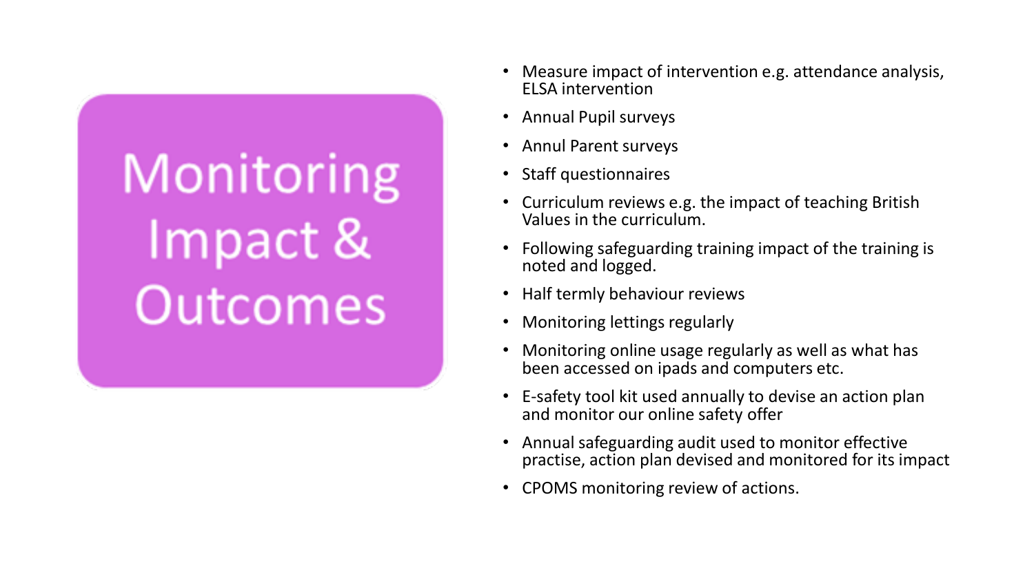# Monitoring Impact & Outcomes

- Measure impact of intervention e.g. attendance analysis, ELSA intervention
- Annual Pupil surveys
- Annul Parent surveys
- Staff questionnaires
- Curriculum reviews e.g. the impact of teaching British Values in the curriculum.
- Following safeguarding training impact of the training is noted and logged.
- Half termly behaviour reviews
- Monitoring lettings regularly
- Monitoring online usage regularly as well as what has been accessed on ipads and computers etc.
- E-safety tool kit used annually to devise an action plan and monitor our online safety offer
- Annual safeguarding audit used to monitor effective practise, action plan devised and monitored for its impact
- CPOMS monitoring review of actions.